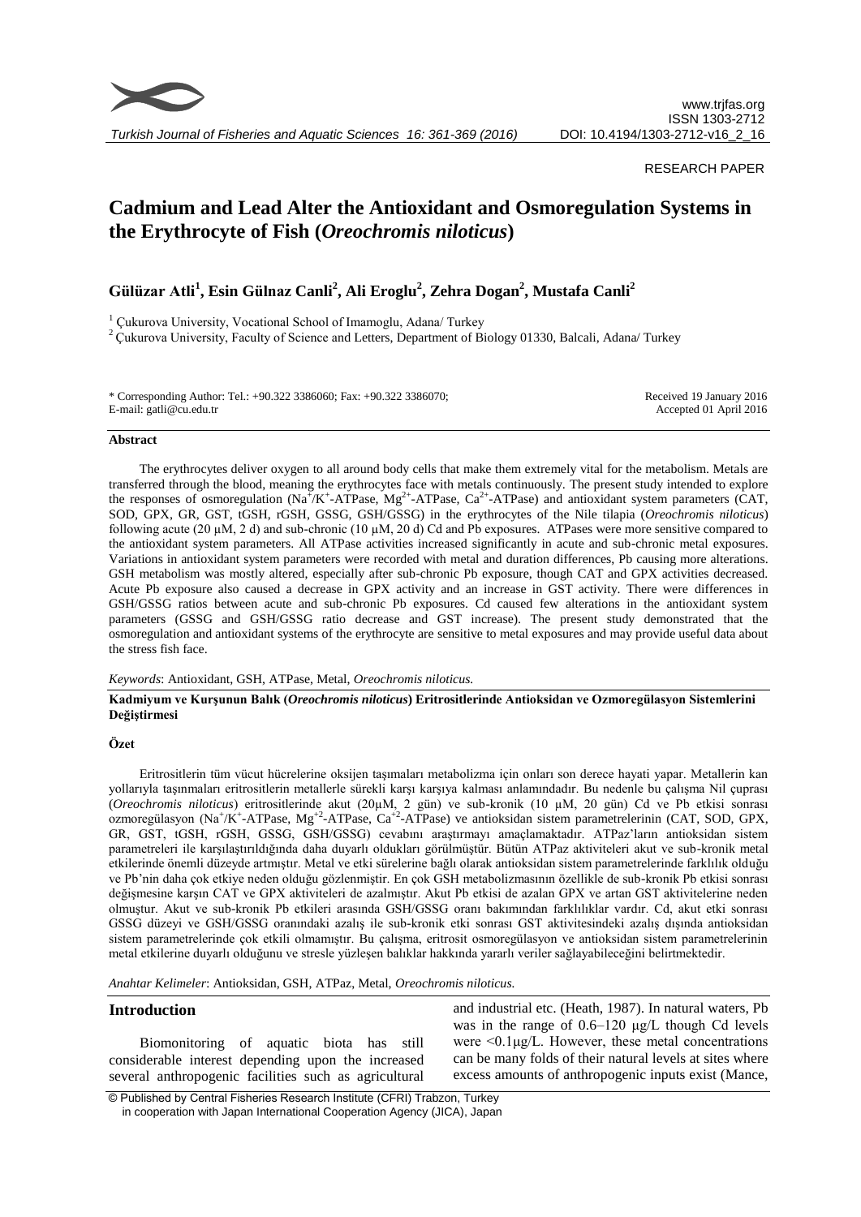RESEARCH PAPER

# Cadmium and Lead Alter the Antioxidant and Osmoregulation Systems in the Erythrocyte of Fish (*Oreochromis niloticus*)

**Gülüzar Atli[1], Esin Gülnaz Canli[2], Ali Eroglu[2], Zehra Dogan[2], Mustafa Canli[2]**

[1] Çukurova University, Vocational School of Imamoglu, Adana/ Turkey

[2] Çukurova University, Faculty of Science and Letters, Department of Biology 01330, Balcali, Adana/ Turkey

\* Corresponding Author: Tel.: +90.322 3386060; Fax: +90.322 3386070; E-mail: gatli@cu.edu.tr

Received 19 January 2016
Accepted 01 April 2016

## Abstract

The erythrocytes deliver oxygen to all around body cells that make them extremely vital for the metabolism. Metals are transferred through the blood, meaning the erythrocytes face with metals continuously. The present study intended to explore the responses of osmoregulation ($Na^+/K^+$-ATPase, $Mg^{2+}$-ATPase, $Ca^{2+}$-ATPase) and antioxidant system parameters (CAT, SOD, GPX, GR, GST, tGSH, rGSH, GSSG, GSH/GSSG) in the erythrocytes of the Nile tilapia (*Oreochromis niloticus*) following acute (20 μM, 2 d) and sub-chronic (10 μM, 20 d) Cd and Pb exposures. ATPases were more sensitive compared to the antioxidant system parameters. All ATPase activities increased significantly in acute and sub-chronic metal exposures. Variations in antioxidant system parameters were recorded with metal and duration differences, Pb causing more alterations. GSH metabolism was mostly altered, especially after sub-chronic Pb exposure, though CAT and GPX activities decreased. Acute Pb exposure also caused a decrease in GPX activity and an increase in GST activity. There were differences in GSH/GSSG ratios between acute and sub-chronic Pb exposures. Cd caused few alterations in the antioxidant system parameters (GSSG and GSH/GSSG ratio decrease and GST increase). The present study demonstrated that the osmoregulation and antioxidant systems of the erythrocyte are sensitive to metal exposures and may provide useful data about the stress fish face.

*Keywords*: Antioxidant, GSH, ATPase, Metal, *Oreochromis niloticus.*

**Kadmiyum ve Kurşunun Balık (*Oreochromis niloticus*) Eritrositlerinde Antioksidan ve Ozmoregülasyon Sistemlerini Değiştirmesi**

## Özet

Eritrositlerin tüm vücut hücrelerine oksijen taşımaları metabolizma için onları son derece hayati yapar. Metallerin kan yollarıyla taşınmaları eritrositlerin metallerle sürekli karşı karşıya kalması anlamındadır. Bu nedenle bu çalışma Nil çuprası (*Oreochromis niloticus*) eritrositlerinde akut (20μM, 2 gün) ve sub-kronik (10 μM, 20 gün) Cd ve Pb etkisi sonrası ozmoregülasyon ($Na^+/K^+$-ATPase, $Mg^{+2}$-ATPase, $Ca^{+2}$-ATPase) ve antioksidan sistem parametrelerinin (CAT, SOD, GPX, GR, GST, tGSH, rGSH, GSSG, GSH/GSSG) cevabını araştırmayı amaçlamaktadır. ATPaz'ların antioksidan sistem parametreleri ile karşılaştırıldığında daha duyarlı oldukları görülmüştür. Bütün ATPaz aktiviteleri akut ve sub-kronik metal etkilerinde önemli düzeyde artmıştır. Metal ve etki sürelerine bağlı olarak antioksidan sistem parametrelerinde farklılık olduğu ve Pb'nin daha çok etkiye neden olduğu gözlenmiştir. En çok GSH metabolizmasının özellikle de sub-kronik Pb etkisi sonrası değişmesine karşın CAT ve GPX aktiviteleri de azalmıştır. Akut Pb etkisi de azalan GPX ve artan GST aktivitelerine neden olmuştur. Akut ve sub-kronik Pb etkileri arasında GSH/GSSG oranı bakımından farklılıklar vardır. Cd, akut etki sonrası GSSG düzeyi ve GSH/GSSG oranındaki azalış ile sub-kronik etki sonrası GST aktivitesindeki azalış dışında antioksidan sistem parametrelerinde çok etkili olmamıştır. Bu çalışma, eritrosit osmoregülasyon ve antioksidan sistem parametrelerinin metal etkilerine duyarlı olduğunu ve stresle yüzleşen balıklar hakkında yararlı veriler sağlayabileceğini belirtmektedir.

*Anahtar Kelimeler*: Antioksidan, GSH, ATPaz, Metal, *Oreochromis niloticus.*

## Introduction

Biomonitoring of aquatic biota has still considerable interest depending upon the increased several anthropogenic facilities such as agricultural and industrial etc. (Heath, 1987). In natural waters, Pb was in the range of 0.6–120 μg/L though Cd levels were <0.1μg/L. However, these metal concentrations can be many folds of their natural levels at sites where excess amounts of anthropogenic inputs exist (Mance,

© Published by Central Fisheries Research Institute (CFRI) Trabzon, Turkey in cooperation with Japan International Cooperation Agency (JICA), Japan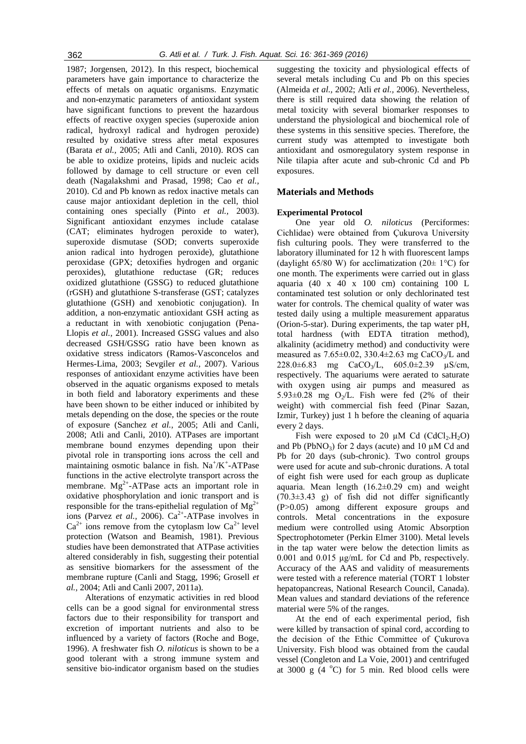1987; Jorgensen, 2012). In this respect, biochemical parameters have gain importance to characterize the effects of metals on aquatic organisms. Enzymatic and non-enzymatic parameters of antioxidant system have significant functions to prevent the hazardous effects of reactive oxygen species (superoxide anion radical, hydroxyl radical and hydrogen peroxide) resulted by oxidative stress after metal exposures (Barata *et al.,* 2005; Atli and Canli, 2010). ROS can be able to oxidize proteins, lipids and nucleic acids followed by damage to cell structure or even cell death (Nagalakshmi and Prasad, 1998; Cao *et al.,* 2010). Cd and Pb known as redox inactive metals can cause major antioxidant depletion in the cell, thiol containing ones specially (Pinto *et al.,* 2003). Significant antioxidant enzymes include catalase (CAT; eliminates hydrogen peroxide to water), superoxide dismutase (SOD; converts superoxide anion radical into hydrogen peroxide), glutathione peroxidase (GPX; detoxifies hydrogen and organic peroxides), glutathione reductase (GR; reduces oxidized glutathione (GSSG) to reduced glutathione (rGSH) and glutathione S-transferase (GST; catalyzes glutathione (GSH) and xenobiotic conjugation). In addition, a non-enzymatic antioxidant GSH acting as a reductant in with xenobiotic conjugation (Pena-Llopis *et al.,* 2001). Increased GSSG values and also decreased GSH/GSSG ratio have been known as oxidative stress indicators (Ramos-Vasconcelos and Hermes-Lima, 2003; Sevgiler *et al.,* 2007). Various responses of antioxidant enzyme activities have been observed in the aquatic organisms exposed to metals in both field and laboratory experiments and these have been shown to be either induced or inhibited by metals depending on the dose, the species or the route of exposure (Sanchez *et al.,* 2005; Atli and Canli, 2008; Atli and Canli, 2010). ATPases are important membrane bound enzymes depending upon their pivotal role in transporting ions across the cell and maintaining osmotic balance in fish. $Na^+/K^+$-ATPase functions in the active electrolyte transport across the membrane. $Mg^{2+}$-ATPase acts an important role in oxidative phosphorylation and ionic transport and is responsible for the trans-epithelial regulation of $Mg^{2+}$ ions (Parvez *et al.,* 2006). $Ca^{2+}$-ATPase involves in $Ca^{2+}$ ions remove from the cytoplasm low $Ca^{2+}$ level protection (Watson and Beamish, 1981). Previous studies have been demonstrated that ATPase activities altered considerably in fish, suggesting their potential as sensitive biomarkers for the assessment of the membrane rupture (Canli and Stagg, 1996; Grosell *et al.,* 2004; Atli and Canli 2007, 2011a).

Alterations of enzymatic activities in red blood cells can be a good signal for environmental stress factors due to their responsibility for transport and excretion of important nutrients and also to be influenced by a variety of factors (Roche and Boge, 1996). A freshwater fish *O. niloticus* is shown to be a good tolerant with a strong immune system and sensitive bio-indicator organism based on the studies suggesting the toxicity and physiological effects of several metals including Cu and Pb on this species (Almeida *et al.,* 2002; Atli *et al.,* 2006). Nevertheless, there is still required data showing the relation of metal toxicity with several biomarker responses to understand the physiological and biochemical role of these systems in this sensitive species. Therefore, the current study was attempted to investigate both antioxidant and osmoregulatory system response in Nile tilapia after acute and sub-chronic Cd and Pb exposures.

## Materials and Methods

### Experimental Protocol

One year old *O. niloticus* (Perciformes: Cichlidae) were obtained from Çukurova University fish culturing pools. They were transferred to the laboratory illuminated for 12 h with fluorescent lamps (daylight 65/80 W) for acclimatization (20± 1°C) for one month. The experiments were carried out in glass aquaria (40 x 40 x 100 cm) containing 100 L contaminated test solution or only dechlorinated test water for controls. The chemical quality of water was tested daily using a multiple measurement apparatus (Orion-5-star). During experiments, the tap water pH, total hardness (with EDTA titration method), alkalinity (acidimetry method) and conductivity were measured as 7.65±0.02, 330.4±2.63 mg $CaCO_3$/L and 228.0±6.83 mg $CaCO_3$/L, 605.0±2.39 µS/cm, respectively. The aquariums were aerated to saturate with oxygen using air pumps and measured as 5.93±0.28 mg $O_2$/L. Fish were fed (2% of their weight) with commercial fish feed (Pinar Sazan, Izmir, Turkey) just 1 h before the cleaning of aquaria every 2 days.

Fish were exposed to 20 µM Cd ($CdCl_2.H_2O$) and Pb ($PbNO_3$) for 2 days (acute) and 10 µM Cd and Pb for 20 days (sub-chronic). Two control groups were used for acute and sub-chronic durations. A total of eight fish were used for each group as duplicate aquaria. Mean length (16.2±0.29 cm) and weight (70.3±3.43 g) of fish did not differ significantly (P>0.05) among different exposure groups and controls. Metal concentrations in the exposure medium were controlled using Atomic Absorption Spectrophotometer (Perkin Elmer 3100). Metal levels in the tap water were below the detection limits as 0.001 and 0.015 µg/mL for Cd and Pb, respectively. Accuracy of the AAS and validity of measurements were tested with a reference material (TORT 1 lobster hepatopancreas, National Research Council, Canada). Mean values and standard deviations of the reference material were 5% of the ranges.

At the end of each experimental period, fish were killed by transaction of spinal cord, according to the decision of the Ethic Committee of Çukurova University. Fish blood was obtained from the caudal vessel (Congleton and La Voie, 2001) and centrifuged at 3000 g (4 °C) for 5 min. Red blood cells were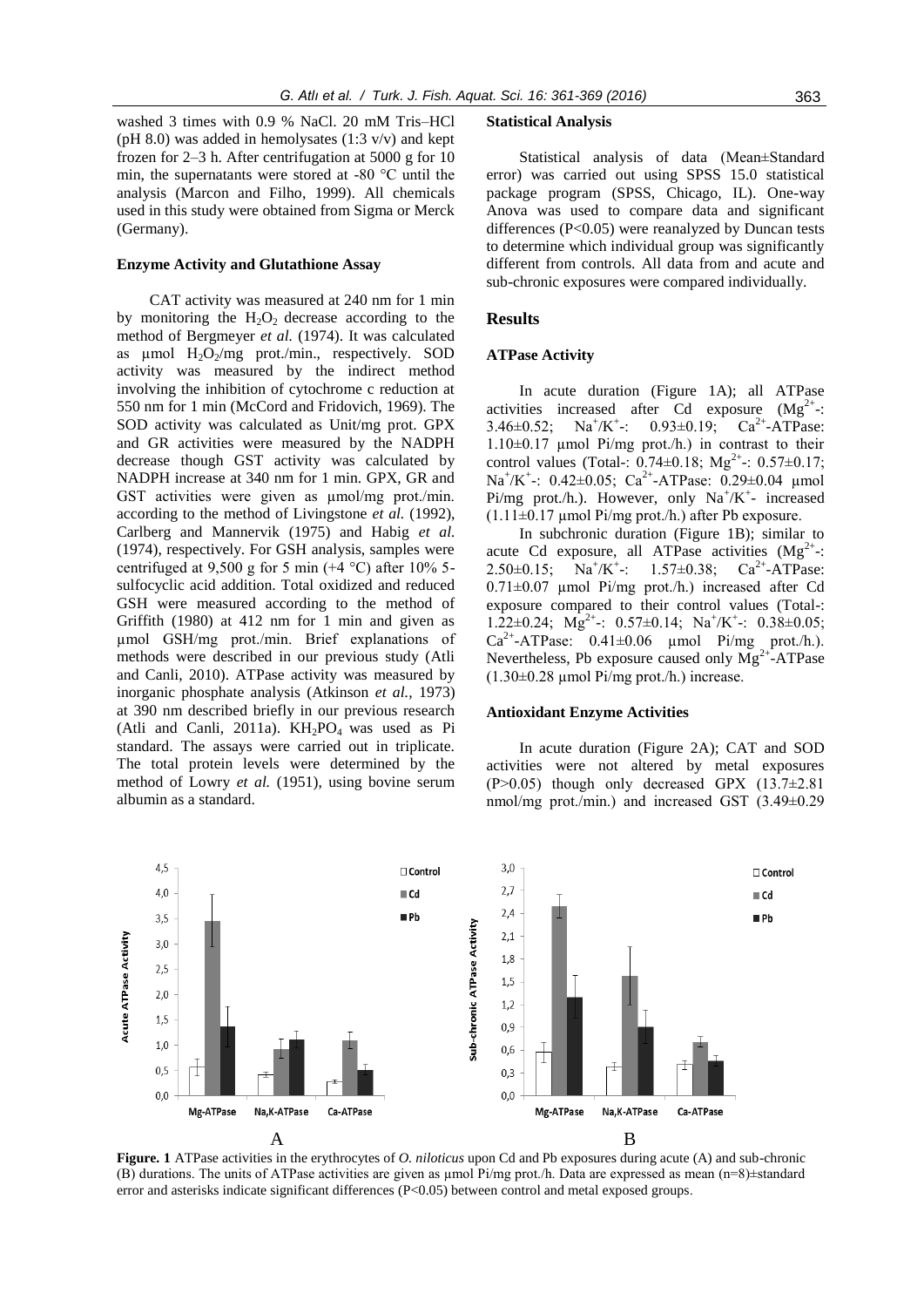washed 3 times with 0.9 % NaCl. 20 mM Tris–HCl (pH 8.0) was added in hemolysates (1:3 v/v) and kept frozen for 2–3 h. After centrifugation at 5000 g for 10 min, the supernatants were stored at -80 °C until the analysis (Marcon and Filho, 1999). All chemicals used in this study were obtained from Sigma or Merck (Germany).

#### Enzyme Activity and Glutathione Assay

CAT activity was measured at 240 nm for 1 min by monitoring the $H_2O_2$ decrease according to the method of Bergmeyer *et al.* (1974). It was calculated as µmol $H_2O_2$/mg prot./min., respectively. SOD activity was measured by the indirect method involving the inhibition of cytochrome c reduction at 550 nm for 1 min (McCord and Fridovich, 1969). The SOD activity was calculated as Unit/mg prot. GPX and GR activities were measured by the NADPH decrease though GST activity was calculated by NADPH increase at 340 nm for 1 min. GPX, GR and GST activities were given as µmol/mg prot./min. according to the method of Livingstone *et al.* (1992), Carlberg and Mannervik (1975) and Habig *et al.* (1974), respectively. For GSH analysis, samples were centrifuged at 9,500 g for 5 min (+4 °C) after 10% 5-sulfocyclic acid addition. Total oxidized and reduced GSH were measured according to the method of Griffith (1980) at 412 nm for 1 min and given as µmol GSH/mg prot./min. Brief explanations of methods were described in our previous study (Atli and Canli, 2010). ATPase activity was measured by inorganic phosphate analysis (Atkinson *et al.,* 1973) at 390 nm described briefly in our previous research (Atli and Canli, 2011a). $KH_2PO_4$ was used as Pi standard. The assays were carried out in triplicate. The total protein levels were determined by the method of Lowry *et al.* (1951), using bovine serum albumin as a standard.

#### Statistical Analysis

Statistical analysis of data (Mean±Standard error) was carried out using SPSS 15.0 statistical package program (SPSS, Chicago, IL). One-way Anova was used to compare data and significant differences ($P<0.05$) were reanalyzed by Duncan tests to determine which individual group was significantly different from controls. All data from and acute and sub-chronic exposures were compared individually.

## Results

#### ATPase Activity

In acute duration (Figure 1A); all ATPase activities increased after Cd exposure ($Mg^{2+}$-: 3.46±0.52; $Na^+/K^+$-: 0.93±0.19; $Ca^{2+}$-ATPase: 1.10±0.17 µmol Pi/mg prot./h.) in contrast to their control values (Total-: 0.74±0.18; $Mg^{2+}$-: 0.57±0.17; $Na^+/K^+$-: 0.42±0.05; $Ca^{2+}$-ATPase: 0.29±0.04 µmol Pi/mg prot./h.). However, only $Na^+/K^+$- increased (1.11±0.17 µmol Pi/mg prot./h.) after Pb exposure.

In subchronic duration (Figure 1B); similar to acute Cd exposure, all ATPase activities ($Mg^{2+}$-: 2.50±0.15; $Na^+/K^+$-: 1.57±0.38; $Ca^{2+}$-ATPase: 0.71±0.07 µmol Pi/mg prot./h.) increased after Cd exposure compared to their control values (Total-: 1.22±0.24; $Mg^{2+}$-: 0.57±0.14; $Na^+/K^+$-: 0.38±0.05; $Ca^{2+}$-ATPase: 0.41±0.06 µmol Pi/mg prot./h.). Nevertheless, Pb exposure caused only $Mg^{2+}$-ATPase (1.30±0.28 µmol Pi/mg prot./h.) increase.

#### Antioxidant Enzyme Activities

In acute duration (Figure 2A); CAT and SOD activities were not altered by metal exposures ($P>0.05$) though only decreased GPX (13.7±2.81 nmol/mg prot./min.) and increased GST (3.49±0.29

**Figure. 1** ATPase activities in the erythrocytes of *O. niloticus* upon Cd and Pb exposures during acute (A) and sub-chronic (B) durations. The units of ATPase activities are given as µmol Pi/mg prot./h. Data are expressed as mean (n=8)±standard error and asterisks indicate significant differences ($P<0.05$) between control and metal exposed groups.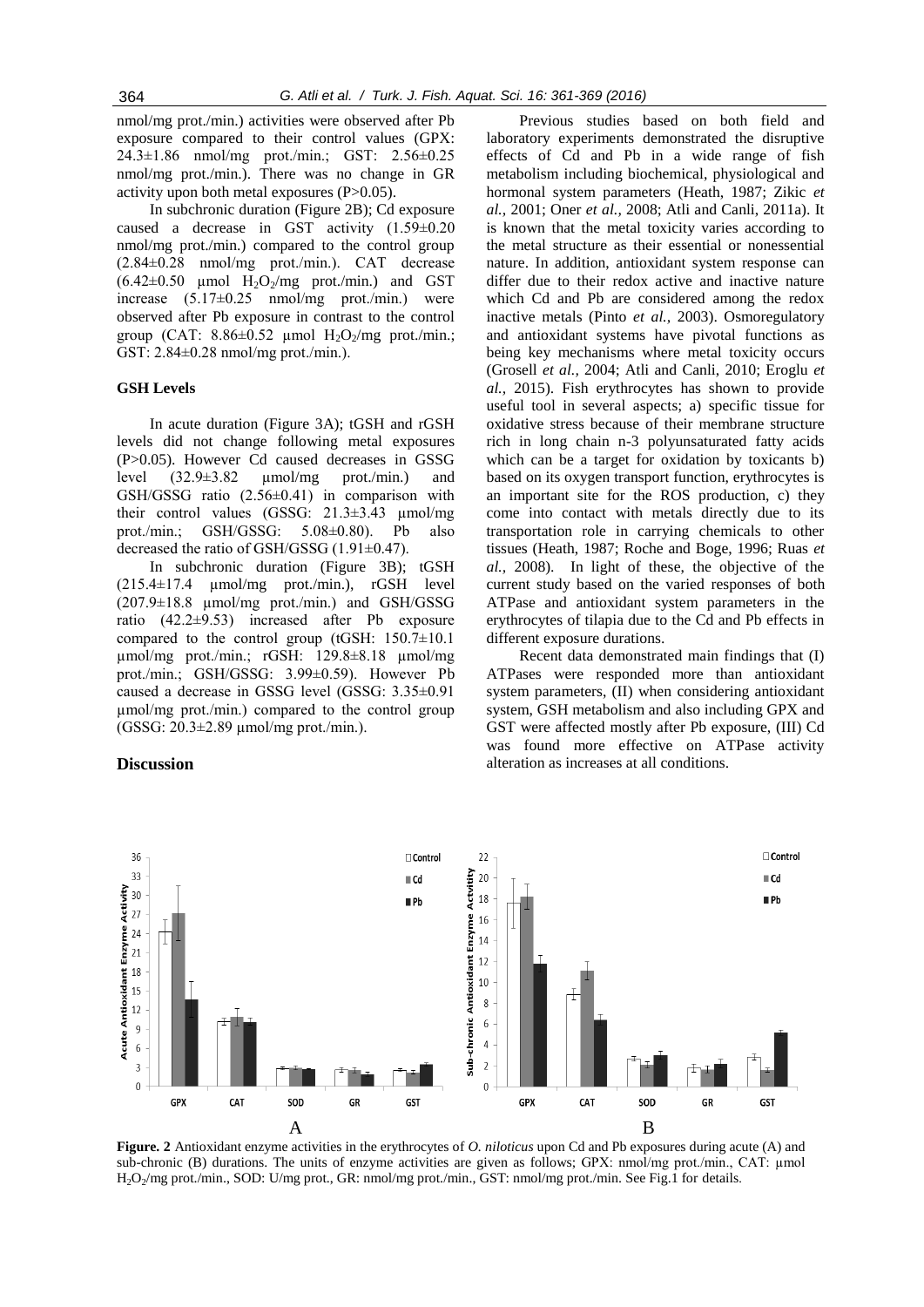nmol/mg prot./min.) activities were observed after Pb exposure compared to their control values (GPX: 24.3±1.86 nmol/mg prot./min.; GST: 2.56±0.25 nmol/mg prot./min.). There was no change in GR activity upon both metal exposures (P>0.05).

In subchronic duration (Figure 2B); Cd exposure caused a decrease in GST activity (1.59±0.20 nmol/mg prot./min.) compared to the control group (2.84±0.28 nmol/mg prot./min.). CAT decrease (6.42±0.50 µmol $H_2O_2$/mg prot./min.) and GST increase (5.17±0.25 nmol/mg prot./min.) were observed after Pb exposure in contrast to the control group (CAT: 8.86±0.52 µmol $H_2O_2$/mg prot./min.; GST: 2.84±0.28 nmol/mg prot./min.).

### GSH Levels

In acute duration (Figure 3A); tGSH and rGSH levels did not change following metal exposures (P>0.05). However Cd caused decreases in GSSG level (32.9±3.82 µmol/mg prot./min.) and GSH/GSSG ratio (2.56±0.41) in comparison with their control values (GSSG: 21.3±3.43 µmol/mg prot./min.; GSH/GSSG: 5.08±0.80). Pb also decreased the ratio of GSH/GSSG (1.91±0.47).

In subchronic duration (Figure 3B); tGSH (215.4±17.4 µmol/mg prot./min.), rGSH level (207.9±18.8 µmol/mg prot./min.) and GSH/GSSG ratio (42.2±9.53) increased after Pb exposure compared to the control group (tGSH: 150.7±10.1 µmol/mg prot./min.; rGSH: 129.8±8.18 µmol/mg prot./min.; GSH/GSSG: 3.99±0.59). However Pb caused a decrease in GSSG level (GSSG: 3.35±0.91 µmol/mg prot./min.) compared to the control group (GSSG: 20.3±2.89 µmol/mg prot./min.).

## Discussion

Previous studies based on both field and laboratory experiments demonstrated the disruptive effects of Cd and Pb in a wide range of fish metabolism including biochemical, physiological and hormonal system parameters (Heath, 1987; Zikic *et al.,* 2001; Oner *et al.,* 2008; Atli and Canli, 2011a). It is known that the metal toxicity varies according to the metal structure as their essential or nonessential nature. In addition, antioxidant system response can differ due to their redox active and inactive nature which Cd and Pb are considered among the redox inactive metals (Pinto *et al.,* 2003). Osmoregulatory and antioxidant systems have pivotal functions as being key mechanisms where metal toxicity occurs (Grosell *et al.,* 2004; Atli and Canli, 2010; Eroglu *et al.,* 2015). Fish erythrocytes has shown to provide useful tool in several aspects; a) specific tissue for oxidative stress because of their membrane structure rich in long chain n-3 polyunsaturated fatty acids which can be a target for oxidation by toxicants b) based on its oxygen transport function, erythrocytes is an important site for the ROS production, c) they come into contact with metals directly due to its transportation role in carrying chemicals to other tissues (Heath, 1987; Roche and Boge, 1996; Ruas *et al.,* 2008). In light of these, the objective of the current study based on the varied responses of both ATPase and antioxidant system parameters in the erythrocytes of tilapia due to the Cd and Pb effects in different exposure durations.

Recent data demonstrated main findings that (I) ATPases were responded more than antioxidant system parameters, (II) when considering antioxidant system, GSH metabolism and also including GPX and GST were affected mostly after Pb exposure, (III) Cd was found more effective on ATPase activity alteration as increases at all conditions.

**Figure. 2** Antioxidant enzyme activities in the erythrocytes of *O. niloticus* upon Cd and Pb exposures during acute (A) and sub-chronic (B) durations. The units of enzyme activities are given as follows; GPX: nmol/mg prot./min., CAT: µmol $H_2O_2$/mg prot./min., SOD: U/mg prot., GR: nmol/mg prot./min., GST: nmol/mg prot./min. See Fig.1 for details.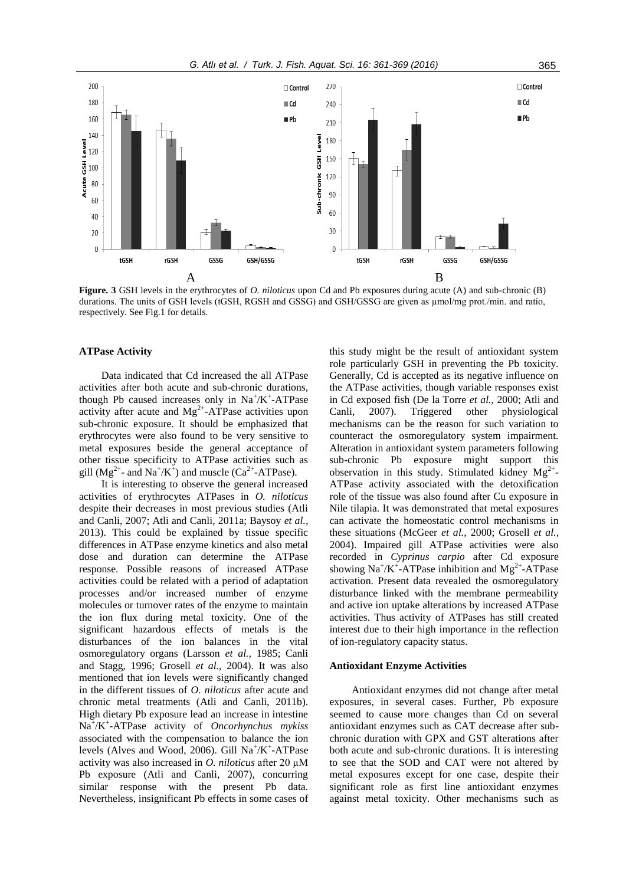**Figure. 3** GSH levels in the erythrocytes of *O. niloticus* upon Cd and Pb exposures during acute (A) and sub-chronic (B) durations. The units of GSH levels (tGSH, RGSH and GSSG) and GSH/GSSG are given as µmol/mg prot./min. and ratio, respectively. See Fig.1 for details.

### ATPase Activity

Data indicated that Cd increased the all ATPase activities after both acute and sub-chronic durations, though Pb caused increases only in $Na^+/K^+$-ATPase activity after acute and $Mg^{2+}$-ATPase activities upon sub-chronic exposure. It should be emphasized that erythrocytes were also found to be very sensitive to metal exposures beside the general acceptance of other tissue specificity to ATPase activities such as gill ($Mg^{2+}$- and $Na^+/K^+$) and muscle ($Ca^{2+}$-ATPase).

It is interesting to observe the general increased activities of erythrocytes ATPases in *O. niloticus* despite their decreases in most previous studies (Atli and Canli, 2007; Atli and Canli, 2011a; Baysoy *et al.*, 2013). This could be explained by tissue specific differences in ATPase enzyme kinetics and also metal dose and duration can determine the ATPase response. Possible reasons of increased ATPase activities could be related with a period of adaptation processes and/or increased number of enzyme molecules or turnover rates of the enzyme to maintain the ion flux during metal toxicity. One of the significant hazardous effects of metals is the disturbances of the ion balances in the vital osmoregulatory organs (Larsson *et al.,* 1985; Canli and Stagg, 1996; Grosell *et al.,* 2004). It was also mentioned that ion levels were significantly changed in the different tissues of *O. niloticus* after acute and chronic metal treatments (Atli and Canli, 2011b). High dietary Pb exposure lead an increase in intestine $Na^+/K^+$-ATPase activity of *Oncorhynchus mykiss* associated with the compensation to balance the ion levels (Alves and Wood, 2006). Gill $Na^+/K^+$-ATPase activity was also increased in *O. niloticus* after 20 µM Pb exposure (Atli and Canli, 2007), concurring similar response with the present Pb data. Nevertheless, insignificant Pb effects in some cases of this study might be the result of antioxidant system role particularly GSH in preventing the Pb toxicity. Generally, Cd is accepted as its negative influence on the ATPase activities, though variable responses exist in Cd exposed fish (De la Torre *et al.*, 2000; Atli and Canli, 2007). Triggered other physiological mechanisms can be the reason for such variation to counteract the osmoregulatory system impairment. Alteration in antioxidant system parameters following sub-chronic Pb exposure might support this observation in this study. Stimulated kidney $Mg^{2+}$-ATPase activity associated with the detoxification role of the tissue was also found after Cu exposure in Nile tilapia. It was demonstrated that metal exposures can activate the homeostatic control mechanisms in these situations (McGeer *et al.,* 2000; Grosell *et al.,* 2004). Impaired gill ATPase activities were also recorded in *Cyprinus carpio* after Cd exposure showing $Na^+/K^+$-ATPase inhibition and $Mg^{2+}$-ATPase activation. Present data revealed the osmoregulatory disturbance linked with the membrane permeability and active ion uptake alterations by increased ATPase activities. Thus activity of ATPases has still created interest due to their high importance in the reflection of ion-regulatory capacity status.

### Antioxidant Enzyme Activities

Antioxidant enzymes did not change after metal exposures, in several cases. Further, Pb exposure seemed to cause more changes than Cd on several antioxidant enzymes such as CAT decrease after sub-chronic duration with GPX and GST alterations after both acute and sub-chronic durations. It is interesting to see that the SOD and CAT were not altered by metal exposures except for one case, despite their significant role as first line antioxidant enzymes against metal toxicity. Other mechanisms such as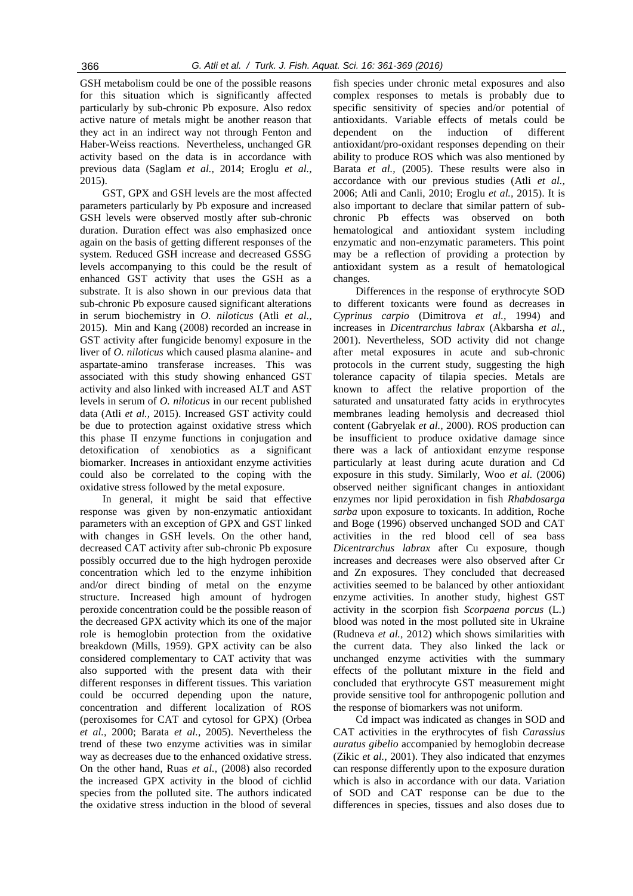GSH metabolism could be one of the possible reasons for this situation which is significantly affected particularly by sub-chronic Pb exposure. Also redox active nature of metals might be another reason that they act in an indirect way not through Fenton and Haber-Weiss reactions. Nevertheless, unchanged GR activity based on the data is in accordance with previous data (Saglam *et al.,* 2014; Eroglu *et al.,* 2015).

GST, GPX and GSH levels are the most affected parameters particularly by Pb exposure and increased GSH levels were observed mostly after sub-chronic duration. Duration effect was also emphasized once again on the basis of getting different responses of the system. Reduced GSH increase and decreased GSSG levels accompanying to this could be the result of enhanced GST activity that uses the GSH as a substrate. It is also shown in our previous data that sub-chronic Pb exposure caused significant alterations in serum biochemistry in *O. niloticus* (Atli *et al.,* 2015). Min and Kang (2008) recorded an increase in GST activity after fungicide benomyl exposure in the liver of *O. niloticus* which caused plasma alanine- and aspartate-amino transferase increases. This was associated with this study showing enhanced GST activity and also linked with increased ALT and AST levels in serum of *O. niloticus* in our recent published data (Atli *et al.,* 2015). Increased GST activity could be due to protection against oxidative stress which this phase II enzyme functions in conjugation and detoxification of xenobiotics as a significant biomarker. Increases in antioxidant enzyme activities could also be correlated to the coping with the oxidative stress followed by the metal exposure.

In general, it might be said that effective response was given by non-enzymatic antioxidant parameters with an exception of GPX and GST linked with changes in GSH levels. On the other hand, decreased CAT activity after sub-chronic Pb exposure possibly occurred due to the high hydrogen peroxide concentration which led to the enzyme inhibition and/or direct binding of metal on the enzyme structure. Increased high amount of hydrogen peroxide concentration could be the possible reason of the decreased GPX activity which its one of the major role is hemoglobin protection from the oxidative breakdown (Mills, 1959). GPX activity can be also considered complementary to CAT activity that was also supported with the present data with their different responses in different tissues. This variation could be occurred depending upon the nature, concentration and different localization of ROS (peroxisomes for CAT and cytosol for GPX) (Orbea *et al.,* 2000; Barata *et al.,* 2005). Nevertheless the trend of these two enzyme activities was in similar way as decreases due to the enhanced oxidative stress. On the other hand, Ruas *et al.,* (2008) also recorded the increased GPX activity in the blood of cichlid species from the polluted site. The authors indicated the oxidative stress induction in the blood of several fish species under chronic metal exposures and also complex responses to metals is probably due to specific sensitivity of species and/or potential of antioxidants. Variable effects of metals could be dependent on the induction of different antioxidant/pro-oxidant responses depending on their ability to produce ROS which was also mentioned by Barata *et al.,* (2005). These results were also in accordance with our previous studies (Atli *et al.,* 2006; Atli and Canli, 2010; Eroglu *et al.,* 2015). It is also important to declare that similar pattern of sub-chronic Pb effects was observed on both hematological and antioxidant system including enzymatic and non-enzymatic parameters. This point may be a reflection of providing a protection by antioxidant system as a result of hematological changes.

Differences in the response of erythrocyte SOD to different toxicants were found as decreases in *Cyprinus carpio* (Dimitrova *et al.,* 1994) and increases in *Dicentrarchus labrax* (Akbarsha *et al.,* 2001). Nevertheless, SOD activity did not change after metal exposures in acute and sub-chronic protocols in the current study, suggesting the high tolerance capacity of tilapia species. Metals are known to affect the relative proportion of the saturated and unsaturated fatty acids in erythrocytes membranes leading hemolysis and decreased thiol content (Gabryelak *et al.,* 2000). ROS production can be insufficient to produce oxidative damage since there was a lack of antioxidant enzyme response particularly at least during acute duration and Cd exposure in this study. Similarly, Woo *et al.* (2006) observed neither significant changes in antioxidant enzymes nor lipid peroxidation in fish *Rhabdosarga sarba* upon exposure to toxicants. In addition, Roche and Boge (1996) observed unchanged SOD and CAT activities in the red blood cell of sea bass *Dicentrarchus labrax* after Cu exposure, though increases and decreases were also observed after Cr and Zn exposures. They concluded that decreased activities seemed to be balanced by other antioxidant enzyme activities. In another study, highest GST activity in the scorpion fish *Scorpaena porcus* (L.) blood was noted in the most polluted site in Ukraine (Rudneva *et al.,* 2012) which shows similarities with the current data. They also linked the lack or unchanged enzyme activities with the summary effects of the pollutant mixture in the field and concluded that erythrocyte GST measurement might provide sensitive tool for anthropogenic pollution and the response of biomarkers was not uniform.

Cd impact was indicated as changes in SOD and CAT activities in the erythrocytes of fish *Carassius auratus gibelio* accompanied by hemoglobin decrease (Zikic *et al.,* 2001). They also indicated that enzymes can response differently upon to the exposure duration which is also in accordance with our data. Variation of SOD and CAT response can be due to the differences in species, tissues and also doses due to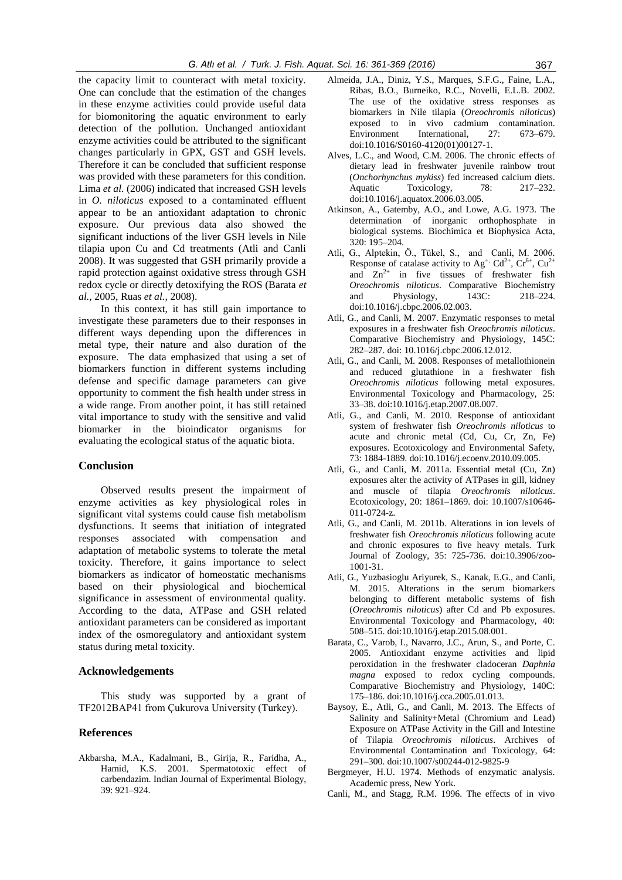the capacity limit to counteract with metal toxicity. One can conclude that the estimation of the changes in these enzyme activities could provide useful data for biomonitoring the aquatic environment to early detection of the pollution. Unchanged antioxidant enzyme activities could be attributed to the significant changes particularly in GPX, GST and GSH levels. Therefore it can be concluded that sufficient response was provided with these parameters for this condition. Lima *et al.* (2006) indicated that increased GSH levels in *O. niloticus* exposed to a contaminated effluent appear to be an antioxidant adaptation to chronic exposure. Our previous data also showed the significant inductions of the liver GSH levels in Nile tilapia upon Cu and Cd treatments (Atli and Canli 2008). It was suggested that GSH primarily provide a rapid protection against oxidative stress through GSH redox cycle or directly detoxifying the ROS (Barata *et al.,* 2005, Ruas *et al.,* 2008).

In this context, it has still gain importance to investigate these parameters due to their responses in different ways depending upon the differences in metal type, their nature and also duration of the exposure. The data emphasized that using a set of biomarkers function in different systems including defense and specific damage parameters can give opportunity to comment the fish health under stress in a wide range. From another point, it has still retained vital importance to study with the sensitive and valid biomarker in the bioindicator organisms for evaluating the ecological status of the aquatic biota.

## Conclusion

Observed results present the impairment of enzyme activities as key physiological roles in significant vital systems could cause fish metabolism dysfunctions. It seems that initiation of integrated responses associated with compensation and adaptation of metabolic systems to tolerate the metal toxicity. Therefore, it gains importance to select biomarkers as indicator of homeostatic mechanisms based on their physiological and biochemical significance in assessment of environmental quality. According to the data, ATPase and GSH related antioxidant parameters can be considered as important index of the osmoregulatory and antioxidant system status during metal toxicity.

## Acknowledgements

This study was supported by a grant of TF2012BAP41 from Çukurova University (Turkey).

## References

Akbarsha, M.A., Kadalmani, B., Girija, R., Faridha, A., Hamid, K.S. 2001. Spermatotoxic effect of carbendazim. Indian Journal of Experimental Biology, 39: 921–924.

Almeida, J.A., Diniz, Y.S., Marques, S.F.G., Faine, L.A., Ribas, B.O., Burneiko, R.C., Novelli, E.L.B. 2002. The use of the oxidative stress responses as biomarkers in Nile tilapia (*Oreochromis niloticus*) exposed to in vivo cadmium contamination. Environment International, 27: 673–679. doi:10.1016/S0160-4120(01)00127-1.

Alves, L.C., and Wood, C.M. 2006. The chronic effects of dietary lead in freshwater juvenile rainbow trout (*Onchorhynchus mykiss*) fed increased calcium diets. Aquatic Toxicology, 78: 217–232. doi:10.1016/j.aquatox.2006.03.005.

Atkinson, A., Gatemby, A.O., and Lowe, A.G. 1973. The determination of inorganic orthophosphate in biological systems. Biochimica et Biophysica Acta, 320: 195–204.

Atli, G., Alptekin, Ö., Tükel, S., and Canli, M. 2006. Response of catalase activity to $Ag^{+}$, $Cd^{2+}$, $Cr^{6+}$, $Cu^{2+}$ and $Zn^{2+}$ in five tissues of freshwater fish *Oreochromis niloticus*. Comparative Biochemistry and Physiology, 143C: 218–224. doi:10.1016/j.cbpc.2006.02.003.

Atli, G., and Canli, M. 2007. Enzymatic responses to metal exposures in a freshwater fish *Oreochromis niloticus*. Comparative Biochemistry and Physiology, 145C: 282–287. doi: 10.1016/j.cbpc.2006.12.012.

Atli, G., and Canli, M. 2008. Responses of metallothionein and reduced glutathione in a freshwater fish *Oreochromis niloticus* following metal exposures. Environmental Toxicology and Pharmacology, 25: 33–38. doi:10.1016/j.etap.2007.08.007.

Atli, G., and Canli, M. 2010. Response of antioxidant system of freshwater fish *Oreochromis niloticus* to acute and chronic metal (Cd, Cu, Cr, Zn, Fe) exposures. Ecotoxicology and Environmental Safety, 73: 1884-1889. doi:10.1016/j.ecoenv.2010.09.005.

Atli, G., and Canli, M. 2011a. Essential metal (Cu, Zn) exposures alter the activity of ATPases in gill, kidney and muscle of tilapia *Oreochromis niloticus*. Ecotoxicology, 20: 1861–1869. doi: 10.1007/s10646-011-0724-z.

Atli, G., and Canli, M. 2011b. Alterations in ion levels of freshwater fish *Oreochromis niloticus* following acute and chronic exposures to five heavy metals. Turk Journal of Zoology, 35: 725-736. doi:10.3906/zoo-1001-31.

Atli, G., Yuzbasioglu Ariyurek, S., Kanak, E.G., and Canli, M. 2015. Alterations in the serum biomarkers belonging to different metabolic systems of fish (*Oreochromis niloticus*) after Cd and Pb exposures. Environmental Toxicology and Pharmacology, 40: 508–515. doi:10.1016/j.etap.2015.08.001.

Barata, C., Varob, I., Navarro, J.C., Arun, S., and Porte, C. 2005. Antioxidant enzyme activities and lipid peroxidation in the freshwater cladoceran *Daphnia magna* exposed to redox cycling compounds. Comparative Biochemistry and Physiology, 140C: 175–186. doi:10.1016/j.cca.2005.01.013.

Baysoy, E., Atli, G., and Canli, M. 2013. The Effects of Salinity and Salinity+Metal (Chromium and Lead) Exposure on ATPase Activity in the Gill and Intestine of Tilapia *Oreochromis niloticus*. Archives of Environmental Contamination and Toxicology, 64: 291–300. doi:10.1007/s00244-012-9825-9

Bergmeyer, H.U. 1974. Methods of enzymatic analysis. Academic press, New York.

Canli, M., and Stagg, R.M. 1996. The effects of in vivo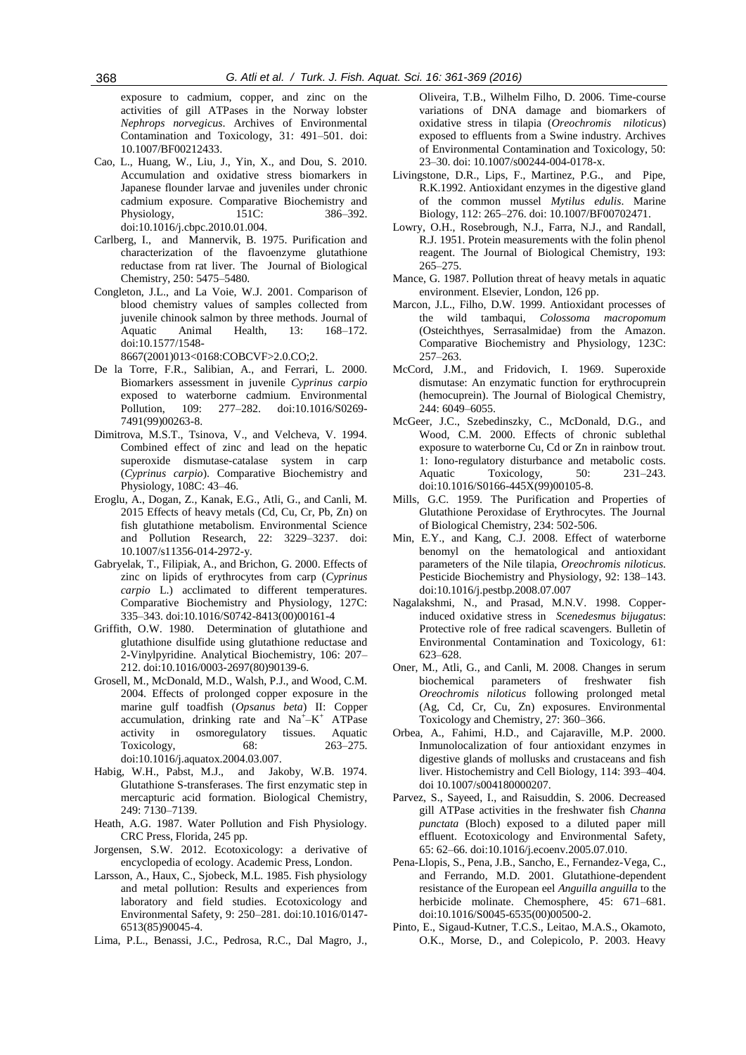exposure to cadmium, copper, and zinc on the activities of gill ATPases in the Norway lobster *Nephrops norvegicus*. Archives of Environmental Contamination and Toxicology, 31: 491–501. doi: 10.1007/BF00212433.

Cao, L., Huang, W., Liu, J., Yin, X., and Dou, S. 2010. Accumulation and oxidative stress biomarkers in Japanese flounder larvae and juveniles under chronic cadmium exposure. Comparative Biochemistry and Physiology, 151C: 386–392. doi:10.1016/j.cbpc.2010.01.004.

Carlberg, I., and Mannervik, B. 1975. Purification and characterization of the flavoenzyme glutathione reductase from rat liver. The Journal of Biological Chemistry, 250: 5475–5480.

Congleton, J.L., and La Voie, W.J. 2001. Comparison of blood chemistry values of samples collected from juvenile chinook salmon by three methods. Journal of Aquatic Animal Health, 13: 168–172. doi:10.1577/1548-8667(2001)013<0168:COBCVF>2.0.CO;2.

De la Torre, F.R., Salibian, A., and Ferrari, L. 2000. Biomarkers assessment in juvenile *Cyprinus carpio* exposed to waterborne cadmium. Environmental Pollution, 109: 277–282. doi:10.1016/S0269-7491(99)00263-8.

Dimitrova, M.S.T., Tsinova, V., and Velcheva, V. 1994. Combined effect of zinc and lead on the hepatic superoxide dismutase-catalase system in carp (*Cyprinus carpio*). Comparative Biochemistry and Physiology, 108C: 43–46.

Eroglu, A., Dogan, Z., Kanak, E.G., Atli, G., and Canli, M. 2015 Effects of heavy metals (Cd, Cu, Cr, Pb, Zn) on fish glutathione metabolism. Environmental Science and Pollution Research, 22: 3229–3237. doi: 10.1007/s11356-014-2972-y.

Gabryelak, T., Filipiak, A., and Brichon, G. 2000. Effects of zinc on lipids of erythrocytes from carp (*Cyprinus carpio* L.) acclimated to different temperatures. Comparative Biochemistry and Physiology, 127C: 335–343. doi:10.1016/S0742-8413(00)00161-4

Griffith, O.W. 1980. Determination of glutathione and glutathione disulfide using glutathione reductase and 2-Vinylpyridine. Analytical Biochemistry, 106: 207–212. doi:10.1016/0003-2697(80)90139-6.

Grosell, M., McDonald, M.D., Walsh, P.J., and Wood, C.M. 2004. Effects of prolonged copper exposure in the marine gulf toadfish (*Opsanus beta*) II: Copper accumulation, drinking rate and $Na^{+}$–$K^{+}$ ATPase activity in osmoregulatory tissues. Aquatic Toxicology, 68: 263–275. doi:10.1016/j.aquatox.2004.03.007.

Habig, W.H., Pabst, M.J., and Jakoby, W.B. 1974. Glutathione S-transferases. The first enzymatic step in mercapturic acid formation. Biological Chemistry, 249: 7130–7139.

Heath, A.G. 1987. Water Pollution and Fish Physiology. CRC Press, Florida, 245 pp.

Jorgensen, S.W. 2012. Ecotoxicology: a derivative of encyclopedia of ecology. Academic Press, London.

Larsson, A., Haux, C., Sjobeck, M.L. 1985. Fish physiology and metal pollution: Results and experiences from laboratory and field studies. Ecotoxicology and Environmental Safety, 9: 250–281. doi:10.1016/0147-6513(85)90045-4.

Lima, P.L., Benassi, J.C., Pedrosa, R.C., Dal Magro, J., Oliveira, T.B., Wilhelm Filho, D. 2006. Time-course variations of DNA damage and biomarkers of oxidative stress in tilapia (*Oreochromis niloticus*) exposed to effluents from a Swine industry. Archives of Environmental Contamination and Toxicology, 50: 23–30. doi: 10.1007/s00244-004-0178-x.

Livingstone, D.R., Lips, F., Martinez, P.G., and Pipe, R.K.1992. Antioxidant enzymes in the digestive gland of the common mussel *Mytilus edulis*. Marine Biology, 112: 265–276. doi: 10.1007/BF00702471.

Lowry, O.H., Rosebrough, N.J., Farra, N.J., and Randall, R.J. 1951. Protein measurements with the folin phenol reagent. The Journal of Biological Chemistry, 193: 265–275.

Mance, G. 1987. Pollution threat of heavy metals in aquatic environment. Elsevier, London, 126 pp.

Marcon, J.L., Filho, D.W. 1999. Antioxidant processes of the wild tambaqui, *Colossoma macropomum* (Osteichthyes, Serrasalmidae) from the Amazon. Comparative Biochemistry and Physiology, 123C: 257–263.

McCord, J.M., and Fridovich, I. 1969. Superoxide dismutase: An enzymatic function for erythrocuprein (hemocuprein). The Journal of Biological Chemistry, 244: 6049–6055.

McGeer, J.C., Szebedinszky, C., McDonald, D.G., and Wood, C.M. 2000. Effects of chronic sublethal exposure to waterborne Cu, Cd or Zn in rainbow trout. 1: Iono-regulatory disturbance and metabolic costs. Aquatic Toxicology, 50: 231–243. doi:10.1016/S0166-445X(99)00105-8.

Mills, G.C. 1959. The Purification and Properties of Glutathione Peroxidase of Erythrocytes. The Journal of Biological Chemistry, 234: 502-506.

Min, E.Y., and Kang, C.J. 2008. Effect of waterborne benomyl on the hematological and antioxidant parameters of the Nile tilapia, *Oreochromis niloticus*. Pesticide Biochemistry and Physiology, 92: 138–143. doi:10.1016/j.pestbp.2008.07.007

Nagalakshmi, N., and Prasad, M.N.V. 1998. Copper-induced oxidative stress in *Scenedesmus bijugatus*: Protective role of free radical scavengers. Bulletin of Environmental Contamination and Toxicology, 61: 623–628.

Oner, M., Atli, G., and Canli, M. 2008. Changes in serum biochemical parameters of freshwater fish *Oreochromis niloticus* following prolonged metal (Ag, Cd, Cr, Cu, Zn) exposures. Environmental Toxicology and Chemistry, 27: 360–366.

Orbea, A., Fahimi, H.D., and Cajaraville, M.P. 2000. Inmunolocalization of four antioxidant enzymes in digestive glands of mollusks and crustaceans and fish liver. Histochemistry and Cell Biology, 114: 393–404. doi 10.1007/s004180000207.

Parvez, S., Sayeed, I., and Raisuddin, S. 2006. Decreased gill ATPase activities in the freshwater fish *Channa punctata* (Bloch) exposed to a diluted paper mill effluent. Ecotoxicology and Environmental Safety, 65: 62–66. doi:10.1016/j.ecoenv.2005.07.010.

Pena-Llopis, S., Pena, J.B., Sancho, E., Fernandez-Vega, C., and Ferrando, M.D. 2001. Glutathione-dependent resistance of the European eel *Anguilla anguilla* to the herbicide molinate. Chemosphere, 45: 671–681. doi:10.1016/S0045-6535(00)00500-2.

Pinto, E., Sigaud-Kutner, T.C.S., Leitao, M.A.S., Okamoto, O.K., Morse, D., and Colepicolo, P. 2003. Heavy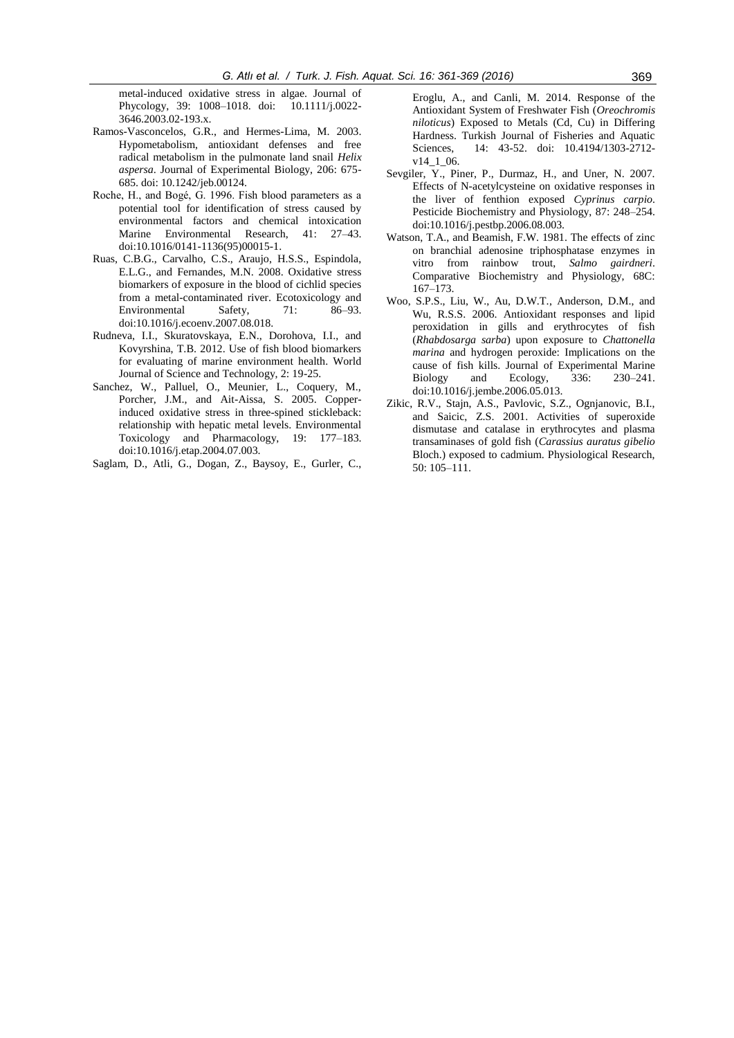metal-induced oxidative stress in algae. Journal of Phycology, 39: 1008–1018. doi: 10.1111/j.0022-3646.2003.02-193.x.

Ramos-Vasconcelos, G.R., and Hermes-Lima, M. 2003. Hypometabolism, antioxidant defenses and free radical metabolism in the pulmonate land snail *Helix aspersa*. Journal of Experimental Biology, 206: 675-685. doi: 10.1242/jeb.00124.

Roche, H., and Bogé, G. 1996. Fish blood parameters as a potential tool for identification of stress caused by environmental factors and chemical intoxication Marine Environmental Research, 41: 27–43. doi:10.1016/0141-1136(95)00015-1.

Ruas, C.B.G., Carvalho, C.S., Araujo, H.S.S., Espindola, E.L.G., and Fernandes, M.N. 2008. Oxidative stress biomarkers of exposure in the blood of cichlid species from a metal-contaminated river. Ecotoxicology and Environmental Safety, 71: 86–93. doi:10.1016/j.ecoenv.2007.08.018.

Rudneva, I.I., Skuratovskaya, E.N., Dorohova, I.I., and Kovyrshina, T.B. 2012. Use of fish blood biomarkers for evaluating of marine environment health. World Journal of Science and Technology, 2: 19-25.

Sanchez, W., Palluel, O., Meunier, L., Coquery, M., Porcher, J.M., and Ait-Aissa, S. 2005. Copper-induced oxidative stress in three-spined stickleback: relationship with hepatic metal levels. Environmental Toxicology and Pharmacology, 19: 177–183. doi:10.1016/j.etap.2004.07.003.

Saglam, D., Atli, G., Dogan, Z., Baysoy, E., Gurler, C., Eroglu, A., and Canli, M. 2014. Response of the Antioxidant System of Freshwater Fish (*Oreochromis niloticus*) Exposed to Metals (Cd, Cu) in Differing Hardness. Turkish Journal of Fisheries and Aquatic Sciences, 14: 43-52. doi: 10.4194/1303-2712-v14_1_06.

Sevgiler, Y., Piner, P., Durmaz, H., and Uner, N. 2007. Effects of N-acetylcysteine on oxidative responses in the liver of fenthion exposed *Cyprinus carpio*. Pesticide Biochemistry and Physiology, 87: 248–254. doi:10.1016/j.pestbp.2006.08.003.

Watson, T.A., and Beamish, F.W. 1981. The effects of zinc on branchial adenosine triphosphatase enzymes in vitro from rainbow trout, *Salmo gairdneri*. Comparative Biochemistry and Physiology, 68C: 167–173.

Woo, S.P.S., Liu, W., Au, D.W.T., Anderson, D.M., and Wu, R.S.S. 2006. Antioxidant responses and lipid peroxidation in gills and erythrocytes of fish (*Rhabdosarga sarba*) upon exposure to *Chattonella marina* and hydrogen peroxide: Implications on the cause of fish kills. Journal of Experimental Marine Biology and Ecology, 336: 230–241. doi:10.1016/j.jembe.2006.05.013.

Zikic, R.V., Stajn, A.S., Pavlovic, S.Z., Ognjanovic, B.I., and Saicic, Z.S. 2001. Activities of superoxide dismutase and catalase in erythrocytes and plasma transaminases of gold fish (*Carassius auratus gibelio* Bloch.) exposed to cadmium. Physiological Research, 50: 105–111.